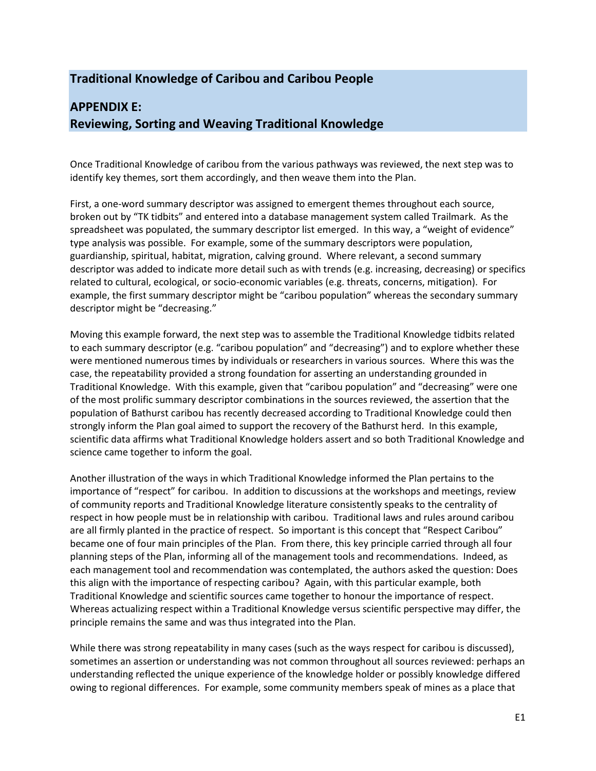## Traditional Knowledge of Caribou and Caribou People

## APPENDIX E:
## Reviewing, Sorting and Weaving Traditional Knowledge

Once Traditional Knowledge of caribou from the various pathways was reviewed, the next step was to identify key themes, sort them accordingly, and then weave them into the Plan.

First, a one-word summary descriptor was assigned to emergent themes throughout each source, broken out by "TK tidbits" and entered into a database management system called Trailmark. As the spreadsheet was populated, the summary descriptor list emerged. In this way, a "weight of evidence" type analysis was possible. For example, some of the summary descriptors were population, guardianship, spiritual, habitat, migration, calving ground. Where relevant, a second summary descriptor was added to indicate more detail such as with trends (e.g. increasing, decreasing) or specifics related to cultural, ecological, or socio-economic variables (e.g. threats, concerns, mitigation). For example, the first summary descriptor might be "caribou population" whereas the secondary summary descriptor might be "decreasing."

Moving this example forward, the next step was to assemble the Traditional Knowledge tidbits related to each summary descriptor (e.g. "caribou population" and "decreasing") and to explore whether these were mentioned numerous times by individuals or researchers in various sources. Where this was the case, the repeatability provided a strong foundation for asserting an understanding grounded in Traditional Knowledge. With this example, given that "caribou population" and "decreasing" were one of the most prolific summary descriptor combinations in the sources reviewed, the assertion that the population of Bathurst caribou has recently decreased according to Traditional Knowledge could then strongly inform the Plan goal aimed to support the recovery of the Bathurst herd. In this example, scientific data affirms what Traditional Knowledge holders assert and so both Traditional Knowledge and science came together to inform the goal.

Another illustration of the ways in which Traditional Knowledge informed the Plan pertains to the importance of "respect" for caribou. In addition to discussions at the workshops and meetings, review of community reports and Traditional Knowledge literature consistently speaks to the centrality of respect in how people must be in relationship with caribou. Traditional laws and rules around caribou are all firmly planted in the practice of respect. So important is this concept that "Respect Caribou" became one of four main principles of the Plan. From there, this key principle carried through all four planning steps of the Plan, informing all of the management tools and recommendations. Indeed, as each management tool and recommendation was contemplated, the authors asked the question: Does this align with the importance of respecting caribou? Again, with this particular example, both Traditional Knowledge and scientific sources came together to honour the importance of respect. Whereas actualizing respect within a Traditional Knowledge versus scientific perspective may differ, the principle remains the same and was thus integrated into the Plan.

While there was strong repeatability in many cases (such as the ways respect for caribou is discussed), sometimes an assertion or understanding was not common throughout all sources reviewed: perhaps an understanding reflected the unique experience of the knowledge holder or possibly knowledge differed owing to regional differences. For example, some community members speak of mines as a place that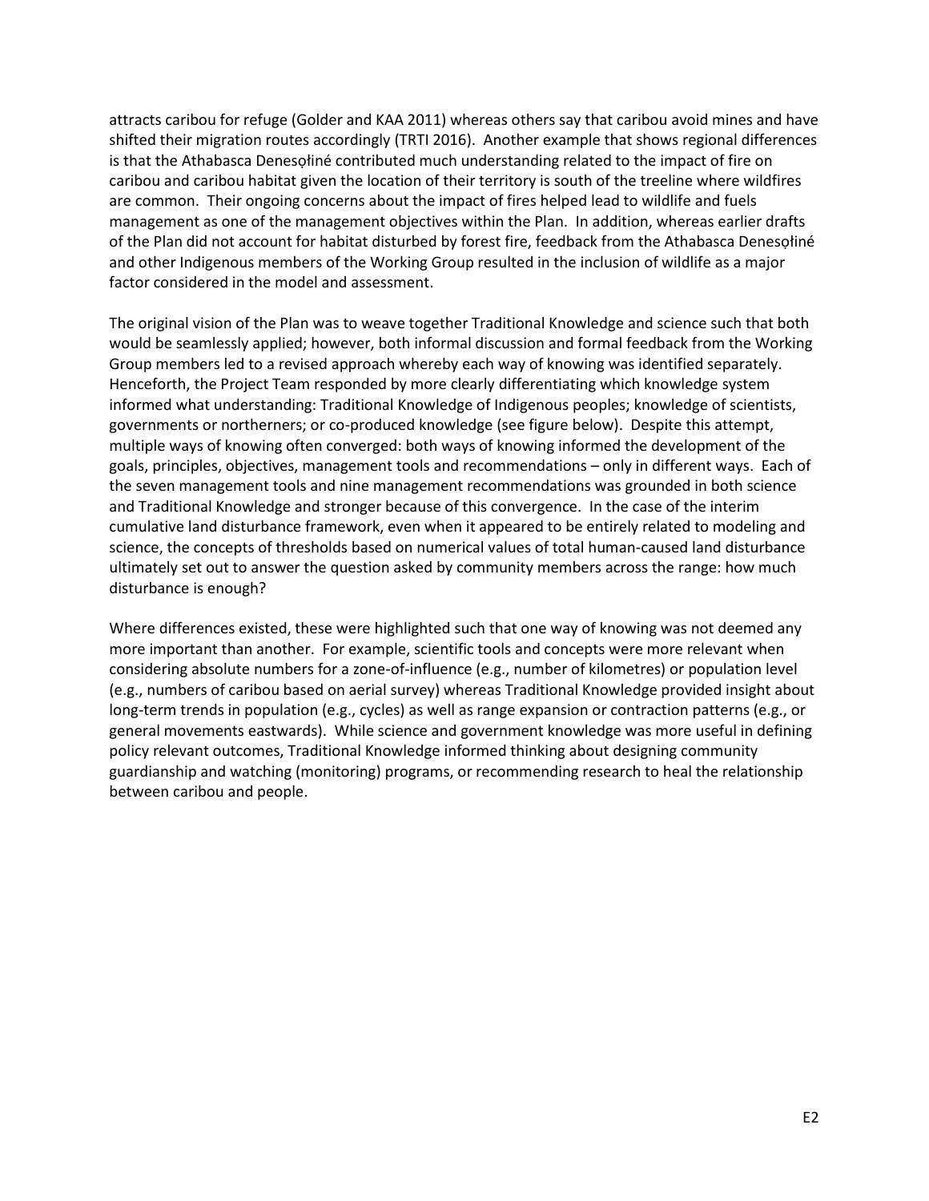attracts caribou for refuge (Golder and KAA 2011) whereas others say that caribou avoid mines and have shifted their migration routes accordingly (TRTI 2016). Another example that shows regional differences is that the Athabasca Denesọłiné contributed much understanding related to the impact of fire on caribou and caribou habitat given the location of their territory is south of the treeline where wildfires are common. Their ongoing concerns about the impact of fires helped lead to wildlife and fuels management as one of the management objectives within the Plan. In addition, whereas earlier drafts of the Plan did not account for habitat disturbed by forest fire, feedback from the Athabasca Denesọłiné and other Indigenous members of the Working Group resulted in the inclusion of wildlife as a major factor considered in the model and assessment.

The original vision of the Plan was to weave together Traditional Knowledge and science such that both would be seamlessly applied; however, both informal discussion and formal feedback from the Working Group members led to a revised approach whereby each way of knowing was identified separately. Henceforth, the Project Team responded by more clearly differentiating which knowledge system informed what understanding: Traditional Knowledge of Indigenous peoples; knowledge of scientists, governments or northerners; or co-produced knowledge (see figure below). Despite this attempt, multiple ways of knowing often converged: both ways of knowing informed the development of the goals, principles, objectives, management tools and recommendations – only in different ways. Each of the seven management tools and nine management recommendations was grounded in both science and Traditional Knowledge and stronger because of this convergence. In the case of the interim cumulative land disturbance framework, even when it appeared to be entirely related to modeling and science, the concepts of thresholds based on numerical values of total human-caused land disturbance ultimately set out to answer the question asked by community members across the range: how much disturbance is enough?

Where differences existed, these were highlighted such that one way of knowing was not deemed any more important than another. For example, scientific tools and concepts were more relevant when considering absolute numbers for a zone-of-influence (e.g., number of kilometres) or population level (e.g., numbers of caribou based on aerial survey) whereas Traditional Knowledge provided insight about long-term trends in population (e.g., cycles) as well as range expansion or contraction patterns (e.g., or general movements eastwards). While science and government knowledge was more useful in defining policy relevant outcomes, Traditional Knowledge informed thinking about designing community guardianship and watching (monitoring) programs, or recommending research to heal the relationship between caribou and people.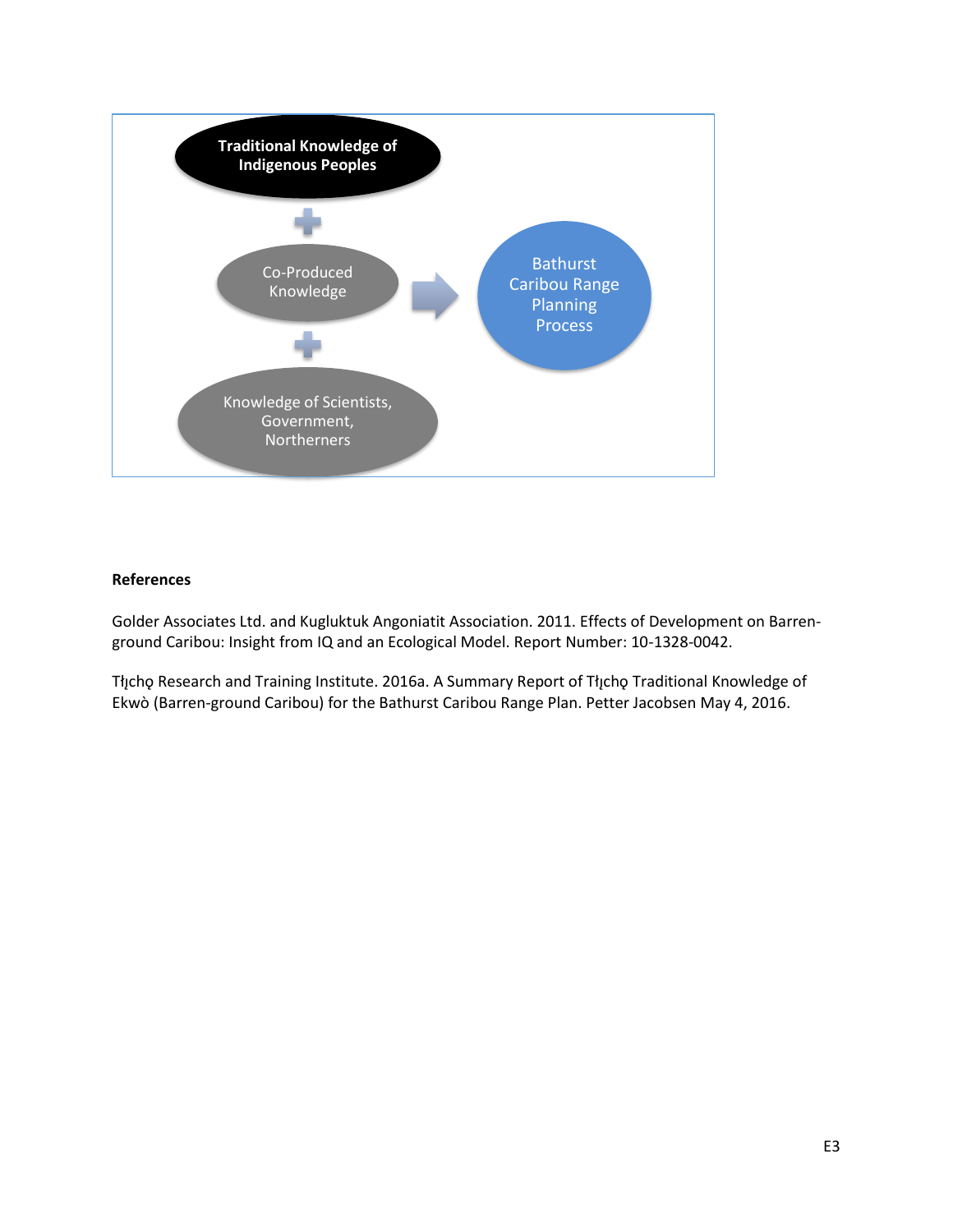Traditional Knowledge of Indigenous Peoples

Co-Produced Knowledge

Knowledge of Scientists, Government, Northerners

Bathurst Caribou Range Planning Process

**References**

Golder Associates Ltd. and Kugluktuk Angoniatit Association. 2011. Effects of Development on Barren-ground Caribou: Insight from IQ and an Ecological Model. Report Number: 10-1328-0042.

Tłı̨chǫ Research and Training Institute. 2016a. A Summary Report of Tłı̨chǫ Traditional Knowledge of Ekwò (Barren-ground Caribou) for the Bathurst Caribou Range Plan. Petter Jacobsen May 4, 2016.